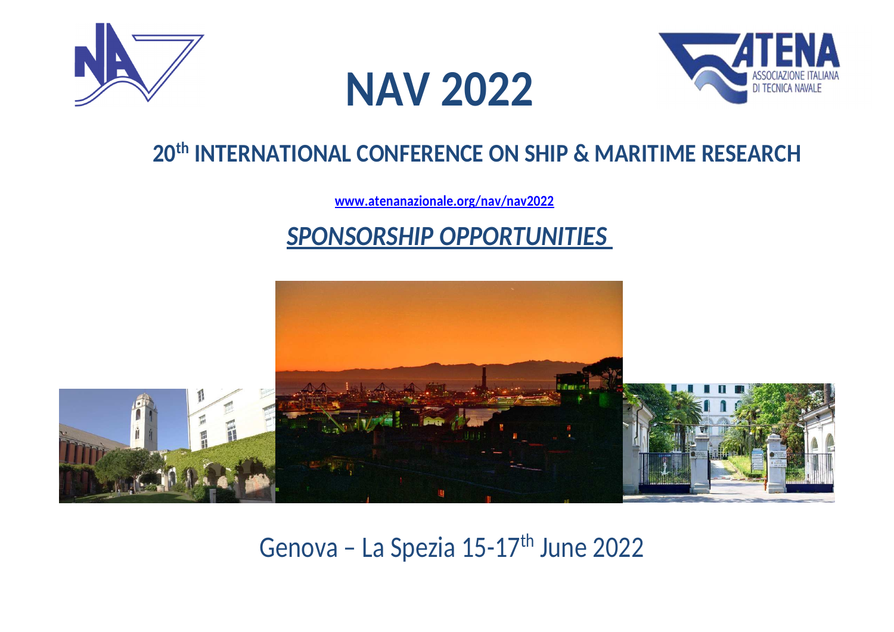# NAV 2022

ATENA ASSOCIAZIONE ITALIANA DI TECNICA NAVALE

## 20th INTERNATIONAL CONFERENCE ON SHIP & MARITIME RESEARCH

www.atenanazionale.org/nav/nav2022

## *SPONSORSHIP OPPORTUNITIES*

Genova – La Spezia 15-17th June 2022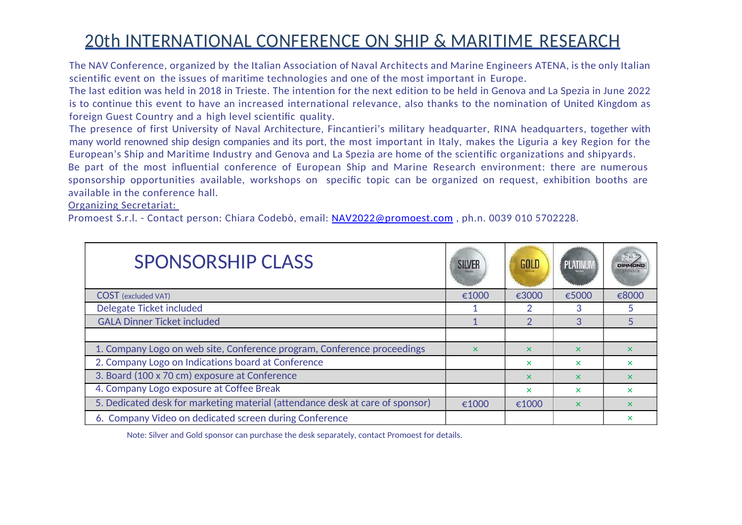# 20th INTERNATIONAL CONFERENCE ON SHIP & MARITIME RESEARCH

The NAV Conference, organized by the Italian Association of Naval Architects and Marine Engineers ATENA, is the only Italian scientific event on the issues of maritime technologies and one of the most important in Europe.

The last edition was held in 2018 in Trieste. The intention for the next edition to be held in Genova and La Spezia in June 2022 is to continue this event to have an increased international relevance, also thanks to the nomination of United Kingdom as foreign Guest Country and a high level scientific quality.

The presence of first University of Naval Architecture, Fincantieri's military headquarter, RINA headquarters, together with many world renowned ship design companies and its port, the most important in Italy, makes the Liguria a key Region for the European's Ship and Maritime Industry and Genova and La Spezia are home of the scientific organizations and shipyards.

Be part of the most influential conference of European Ship and Marine Research environment: there are numerous sponsorship opportunities available, workshops on specific topic can be organized on request, exhibition booths are available in the conference hall.

Organizing Secretariat:

Promoest S.r.l. - Contact person: Chiara Codebò, email: NAV2022@promoest.com , ph.n. 0039 010 5702228.

| SPONSORSHIP CLASS | SILVER | GOLD | PLATINUM | DIAMOND SPONSOR |
|---|---|---|---|---|
| COST (excluded VAT) | €1000 | €3000 | €5000 | €8000 |
| Delegate Ticket included | 1 | 2 | 3 | 5 |
| GALA Dinner Ticket included | 1 | 2 | 3 | 5 |
| | | | | |
| 1. Company Logo on web site, Conference program, Conference proceedings | × | × | × | × |
| 2. Company Logo on Indications board at Conference | | × | × | × |
| 3. Board (100 x 70 cm) exposure at Conference | | × | × | × |
| 4. Company Logo exposure at Coffee Break | | × | × | × |
| 5. Dedicated desk for marketing material (attendance desk at care of sponsor) | €1000 | €1000 | × | × |
| 6. Company Video on dedicated screen during Conference | | | | × |

Note: Silver and Gold sponsor can purchase the desk separately, contact Promoest for details.